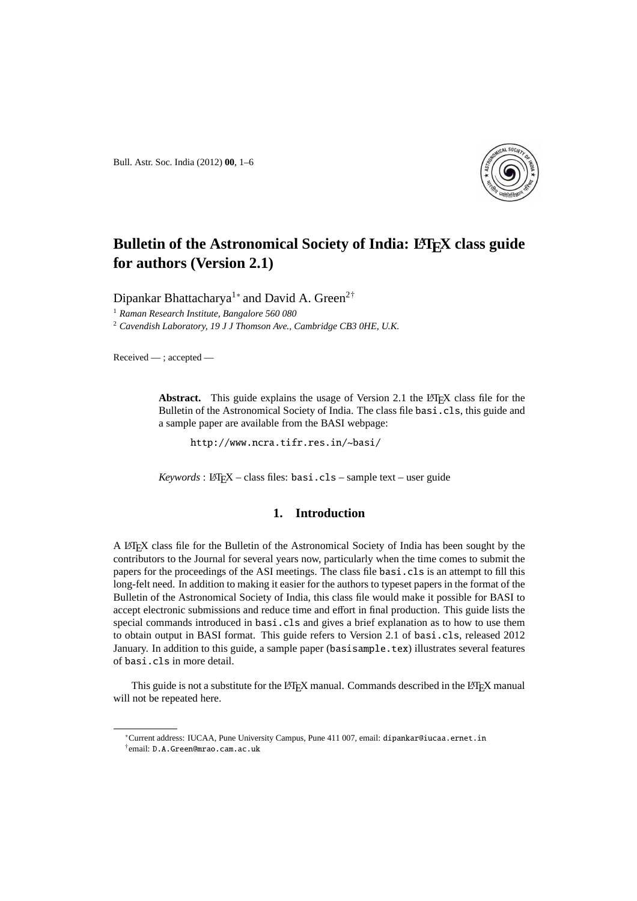# Bulletin of the Astronomical Society of India: LaTeX class guide for authors (Version 2.1)

Dipankar Bhattacharya[1∗] and David A. Green[2†]

[1] *Raman Research Institute, Bangalore 560 080*

[2] *Cavendish Laboratory, 19 J J Thomson Ave., Cambridge CB3 0HE, U.K.*

Received — ; accepted —

**Abstract.** This guide explains the usage of Version 2.1 the LaTeX class file for the Bulletin of the Astronomical Society of India. The class file `basi.cls`, this guide and a sample paper are available from the BASI webpage:

`http://www.ncra.tifr.res.in/~basi/`

*Keywords* : LaTeX – class files: `basi.cls` – sample text – user guide

## 1. Introduction

A LaTeX class file for the Bulletin of the Astronomical Society of India has been sought by the contributors to the Journal for several years now, particularly when the time comes to submit the papers for the proceedings of the ASI meetings. The class file `basi.cls` is an attempt to fill this long-felt need. In addition to making it easier for the authors to typeset papers in the format of the Bulletin of the Astronomical Society of India, this class file would make it possible for BASI to accept electronic submissions and reduce time and effort in final production. This guide lists the special commands introduced in `basi.cls` and gives a brief explanation as to how to use them to obtain output in BASI format. This guide refers to Version 2.1 of `basi.cls`, released 2012 January. In addition to this guide, a sample paper (`basisample.tex`) illustrates several features of `basi.cls` in more detail.

This guide is not a substitute for the LaTeX manual. Commands described in the LaTeX manual will not be repeated here.

∗Current address: IUCAA, Pune University Campus, Pune 411 007, email: `dipankar@iucaa.ernet.in`

†email: `D.A.Green@mrao.cam.ac.uk`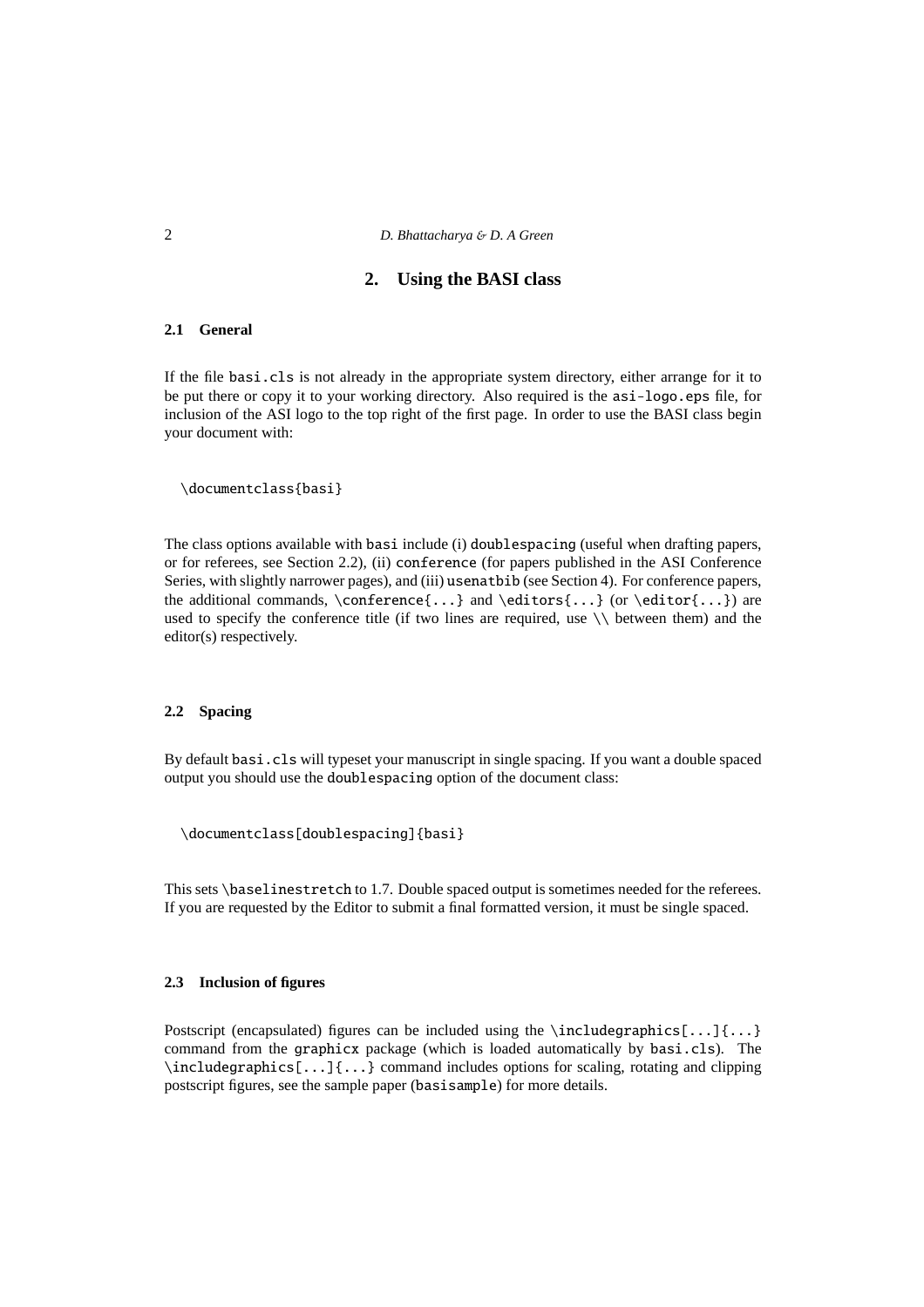# 2. Using the BASI class

## 2.1 General

If the file `basi.cls` is not already in the appropriate system directory, either arrange for it to be put there or copy it to your working directory. Also required is the `asi-logo.eps` file, for inclusion of the ASI logo to the top right of the first page. In order to use the BASI class begin your document with:

```
\documentclass{basi}
```

The class options available with `basi` include (i) `doublespacing` (useful when drafting papers, or for referees, see Section 2.2), (ii) `conference` (for papers published in the ASI Conference Series, with slightly narrower pages), and (iii) `usenatbib` (see Section 4). For conference papers, the additional commands, `\conference{...}` and `\editors{...}` (or `\editor{...}`) are used to specify the conference title (if two lines are required, use `\\` between them) and the editor(s) respectively.

## 2.2 Spacing

By default `basi.cls` will typeset your manuscript in single spacing. If you want a double spaced output you should use the `doublespacing` option of the document class:

```
\documentclass[doublespacing]{basi}
```

This sets `\baselinestretch` to 1.7. Double spaced output is sometimes needed for the referees. If you are requested by the Editor to submit a final formatted version, it must be single spaced.

## 2.3 Inclusion of figures

Postscript (encapsulated) figures can be included using the `\includegraphics[...]{...}` command from the `graphicx` package (which is loaded automatically by `basi.cls`). The `\includegraphics[...]{...}` command includes options for scaling, rotating and clipping postscript figures, see the sample paper (`basisample`) for more details.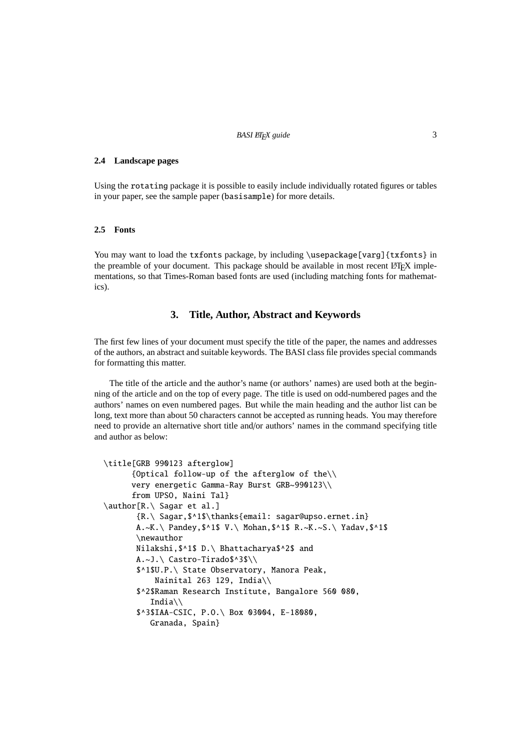### 2.4 Landscape pages

Using the `rotating` package it is possible to easily include individually rotated figures or tables in your paper, see the sample paper (`basisample`) for more details.

### 2.5 Fonts

You may want to load the `txfonts` package, by including `\usepackage[varg]{txfonts}` in the preamble of your document. This package should be available in most recent LaTeX implementations, so that Times-Roman based fonts are used (including matching fonts for mathematics).

## 3. Title, Author, Abstract and Keywords

The first few lines of your document must specify the title of the paper, the names and addresses of the authors, an abstract and suitable keywords. The BASI class file provides special commands for formatting this matter.

The title of the article and the author's name (or authors' names) are used both at the beginning of the article and on the top of every page. The title is used on odd-numbered pages and the authors' names on even numbered pages. But while the main heading and the author list can be long, text more than about 50 characters cannot be accepted as running heads. You may therefore need to provide an alternative short title and/or authors' names in the command specifying title and author as below:

```
\title[GRB 990123 afterglow]
      {Optical follow-up of the afterglow of the\\
      very energetic Gamma-Ray Burst GRB~990123\\
      from UPSO, Naini Tal}
\author[R.\ Sagar et al.]
       {R.\ Sagar,$^1$\thanks{email: sagar@upso.ernet.in}
       A.~K.\ Pandey,$^1$ V.\ Mohan,$^1$ R.~K.~S.\ Yadav,$^1$
       \newauthor
       Nilakshi,$^1$ D.\ Bhattacharya$^2$ and
       A.~J.\ Castro-Tirado$^3$\\
       $^1$U.P.\ State Observatory, Manora Peak,
           Nainital 263 129, India\\
       $^2$Raman Research Institute, Bangalore 560 080,
          India\\
       $^3$IAA-CSIC, P.O.\ Box 03004, E-18080,
          Granada, Spain}
```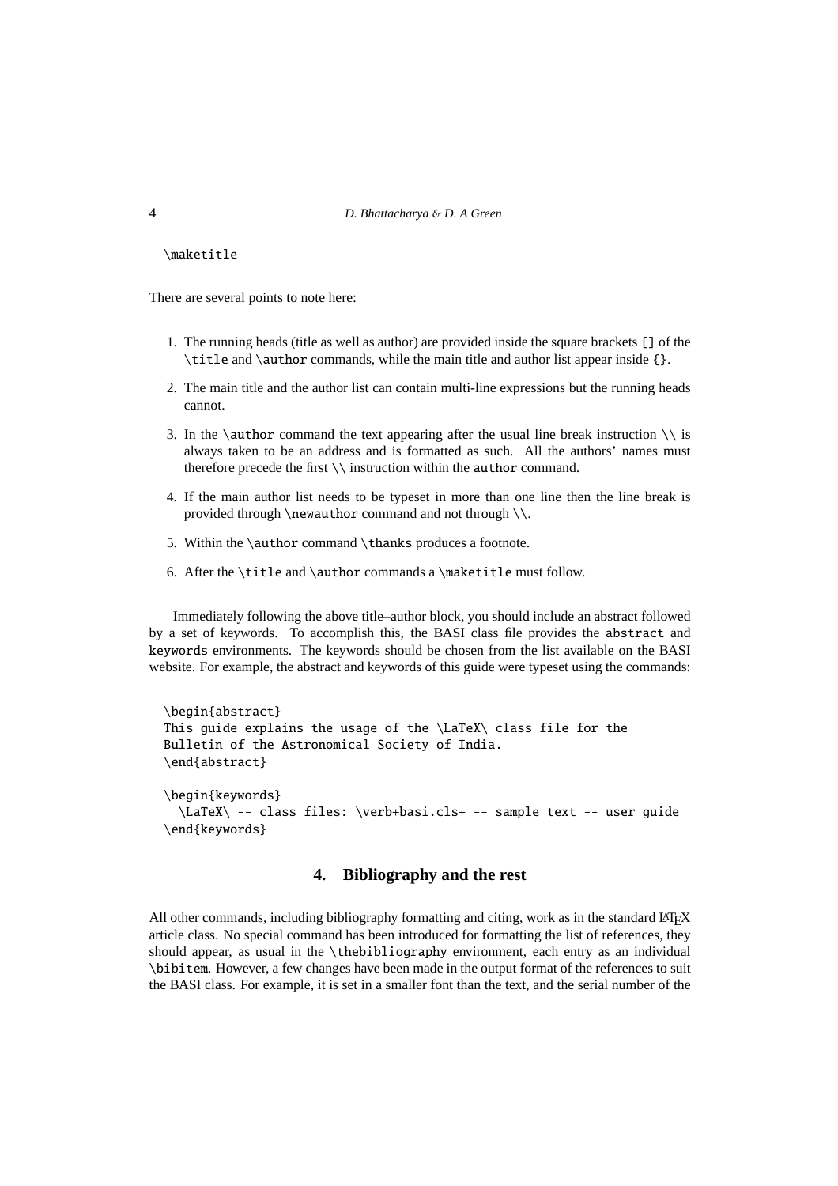```
\maketitle
```

There are several points to note here:

1. The running heads (title as well as author) are provided inside the square brackets `[]` of the `\title` and `\author` commands, while the main title and author list appear inside `{}`.

2. The main title and the author list can contain multi-line expressions but the running heads cannot.

3. In the `\author` command the text appearing after the usual line break instruction `\\` is always taken to be an address and is formatted as such. All the authors' names must therefore precede the first `\\` instruction within the `author` command.

4. If the main author list needs to be typeset in more than one line then the line break is provided through `\newauthor` command and not through `\\`.

5. Within the `\author` command `\thanks` produces a footnote.

6. After the `\title` and `\author` commands a `\maketitle` must follow.

Immediately following the above title–author block, you should include an abstract followed by a set of keywords. To accomplish this, the BASI class file provides the `abstract` and `keywords` environments. The keywords should be chosen from the list available on the BASI website. For example, the abstract and keywords of this guide were typeset using the commands:

```
\begin{abstract}
This guide explains the usage of the \LaTeX\ class file for the
Bulletin of the Astronomical Society of India.
\end{abstract}

\begin{keywords}
  \LaTeX\ -- class files: \verb+basi.cls+ -- sample text -- user guide
\end{keywords}
```

## 4. Bibliography and the rest

All other commands, including bibliography formatting and citing, work as in the standard LaTeX article class. No special command has been introduced for formatting the list of references, they should appear, as usual in the `\thebibliography` environment, each entry as an individual `\bibitem`. However, a few changes have been made in the output format of the references to suit the BASI class. For example, it is set in a smaller font than the text, and the serial number of the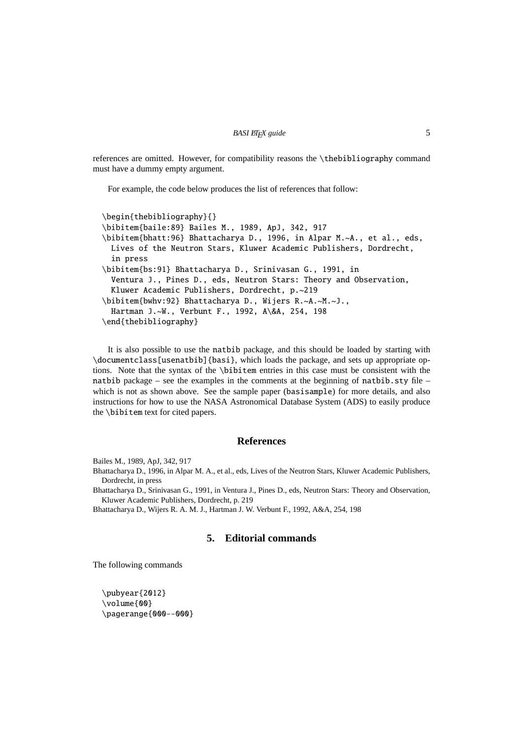references are omitted. However, for compatibility reasons the `\thebibliography` command must have a dummy empty argument.

For example, the code below produces the list of references that follow:

```
\begin{thebibliography}{}
\bibitem{baile:89} Bailes M., 1989, ApJ, 342, 917
\bibitem{bhatt:96} Bhattacharya D., 1996, in Alpar M.~A., et al., eds,
  Lives of the Neutron Stars, Kluwer Academic Publishers, Dordrecht,
  in press
\bibitem{bs:91} Bhattacharya D., Srinivasan G., 1991, in
  Ventura J., Pines D., eds, Neutron Stars: Theory and Observation,
  Kluwer Academic Publishers, Dordrecht, p.~219
\bibitem{bwhv:92} Bhattacharya D., Wijers R.~A.~M.~J.,
  Hartman J.~W., Verbunt F., 1992, A\&A, 254, 198
\end{thebibliography}
```

It is also possible to use the `natbib` package, and this should be loaded by starting with `\documentclass[usenatbib]{basi}`, which loads the package, and sets up appropriate options. Note that the syntax of the `\bibitem` entries in this case must be consistent with the `natbib` package – see the examples in the comments at the beginning of `natbib.sty` file – which is not as shown above. See the sample paper (`basisample`) for more details, and also instructions for how to use the NASA Astronomical Database System (ADS) to easily produce the `\bibitem` text for cited papers.

## References

Bailes M., 1989, ApJ, 342, 917

Bhattacharya D., 1996, in Alpar M. A., et al., eds, Lives of the Neutron Stars, Kluwer Academic Publishers, Dordrecht, in press

Bhattacharya D., Srinivasan G., 1991, in Ventura J., Pines D., eds, Neutron Stars: Theory and Observation, Kluwer Academic Publishers, Dordrecht, p. 219

Bhattacharya D., Wijers R. A. M. J., Hartman J. W. Verbunt F., 1992, A&A, 254, 198

## 5. Editorial commands

The following commands

```
\pubyear{2012}
\volume{00}
\pagerange{000--000}
```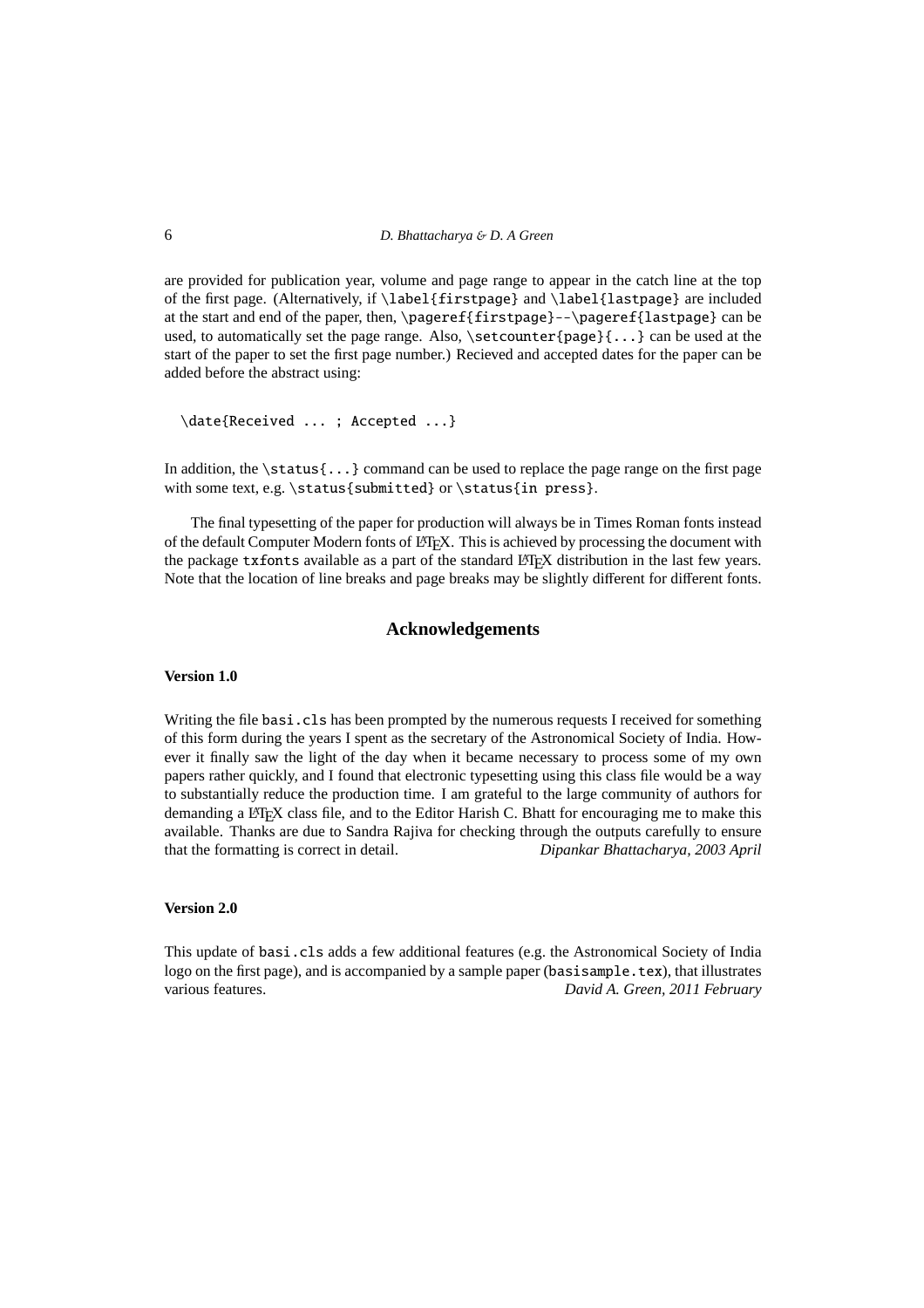are provided for publication year, volume and page range to appear in the catch line at the top of the first page. (Alternatively, if `\label{firstpage}` and `\label{lastpage}` are included at the start and end of the paper, then, `\pageref{firstpage}--\pageref{lastpage}` can be used, to automatically set the page range. Also, `\setcounter{page}{...}` can be used at the start of the paper to set the first page number.) Recieved and accepted dates for the paper can be added before the abstract using:

```
\date{Received ... ; Accepted ...}
```

In addition, the `\status{...}` command can be used to replace the page range on the first page with some text, e.g. `\status{submitted}` or `\status{in press}`.

The final typesetting of the paper for production will always be in Times Roman fonts instead of the default Computer Modern fonts of LaTeX. This is achieved by processing the document with the package `txfonts` available as a part of the standard LaTeX distribution in the last few years. Note that the location of line breaks and page breaks may be slightly different for different fonts.

## Acknowledgements

**Version 1.0**

Writing the file `basi.cls` has been prompted by the numerous requests I received for something of this form during the years I spent as the secretary of the Astronomical Society of India. However it finally saw the light of the day when it became necessary to process some of my own papers rather quickly, and I found that electronic typesetting using this class file would be a way to substantially reduce the production time. I am grateful to the large community of authors for demanding a LaTeX class file, and to the Editor Harish C. Bhatt for encouraging me to make this available. Thanks are due to Sandra Rajiva for checking through the outputs carefully to ensure that the formatting is correct in detail. *Dipankar Bhattacharya, 2003 April*

**Version 2.0**

This update of `basi.cls` adds a few additional features (e.g. the Astronomical Society of India logo on the first page), and is accompanied by a sample paper (`basisample.tex`), that illustrates various features. *David A. Green, 2011 February*